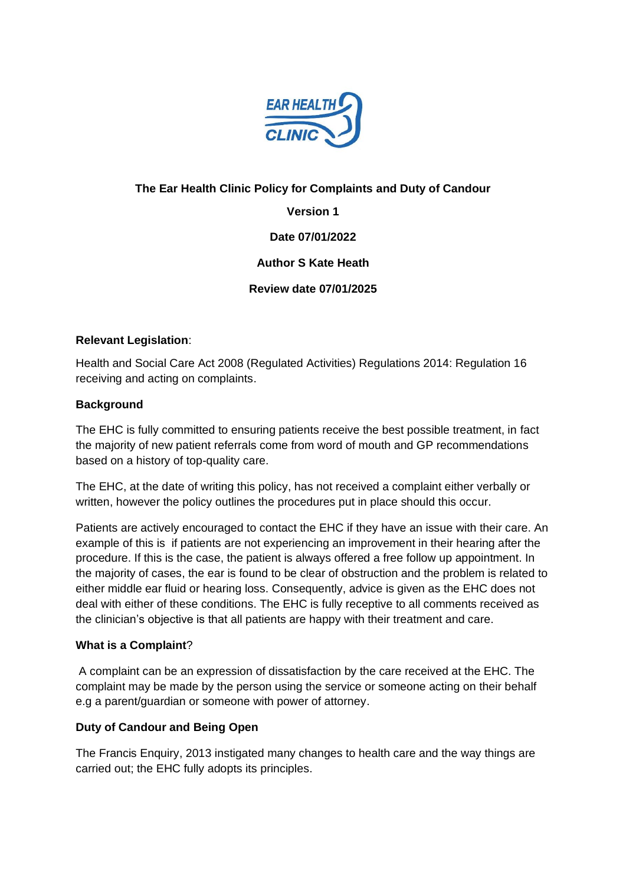**The Ear Health Clinic Policy for Complaints and Duty of Candour**

**Version 1**

**Date 07/01/2022**

**Author S Kate Heath**

**Review date 07/01/2025**

**Relevant Legislation**:

Health and Social Care Act 2008 (Regulated Activities) Regulations 2014: Regulation 16 receiving and acting on complaints.

**Background**

The EHC is fully committed to ensuring patients receive the best possible treatment, in fact the majority of new patient referrals come from word of mouth and GP recommendations based on a history of top-quality care.

The EHC, at the date of writing this policy, has not received a complaint either verbally or written, however the policy outlines the procedures put in place should this occur.

Patients are actively encouraged to contact the EHC if they have an issue with their care. An example of this is if patients are not experiencing an improvement in their hearing after the procedure. If this is the case, the patient is always offered a free follow up appointment. In the majority of cases, the ear is found to be clear of obstruction and the problem is related to either middle ear fluid or hearing loss. Consequently, advice is given as the EHC does not deal with either of these conditions. The EHC is fully receptive to all comments received as the clinician's objective is that all patients are happy with their treatment and care.

**What is a Complaint**?

A complaint can be an expression of dissatisfaction by the care received at the EHC. The complaint may be made by the person using the service or someone acting on their behalf e.g a parent/guardian or someone with power of attorney.

**Duty of Candour and Being Open**

The Francis Enquiry, 2013 instigated many changes to health care and the way things are carried out; the EHC fully adopts its principles.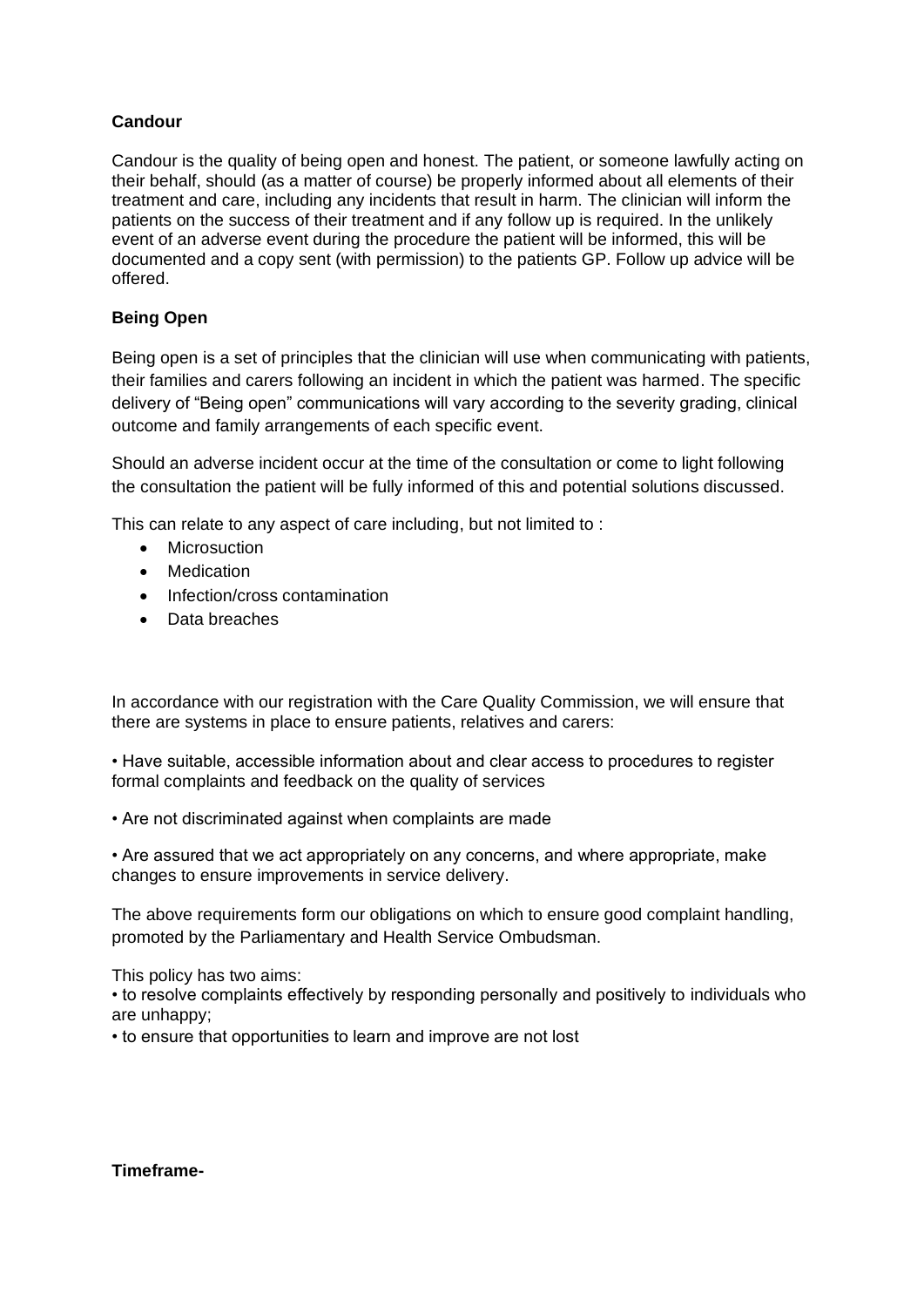**Candour**

Candour is the quality of being open and honest. The patient, or someone lawfully acting on their behalf, should (as a matter of course) be properly informed about all elements of their treatment and care, including any incidents that result in harm. The clinician will inform the patients on the success of their treatment and if any follow up is required. In the unlikely event of an adverse event during the procedure the patient will be informed, this will be documented and a copy sent (with permission) to the patients GP. Follow up advice will be offered.

**Being Open**

Being open is a set of principles that the clinician will use when communicating with patients, their families and carers following an incident in which the patient was harmed. The specific delivery of "Being open" communications will vary according to the severity grading, clinical outcome and family arrangements of each specific event.

Should an adverse incident occur at the time of the consultation or come to light following the consultation the patient will be fully informed of this and potential solutions discussed.

This can relate to any aspect of care including, but not limited to :

- Microsuction
- Medication
- Infection/cross contamination
- Data breaches

In accordance with our registration with the Care Quality Commission, we will ensure that there are systems in place to ensure patients, relatives and carers:

• Have suitable, accessible information about and clear access to procedures to register formal complaints and feedback on the quality of services

• Are not discriminated against when complaints are made

• Are assured that we act appropriately on any concerns, and where appropriate, make changes to ensure improvements in service delivery.

The above requirements form our obligations on which to ensure good complaint handling, promoted by the Parliamentary and Health Service Ombudsman.

This policy has two aims:
• to resolve complaints effectively by responding personally and positively to individuals who are unhappy;
• to ensure that opportunities to learn and improve are not lost

**Timeframe-**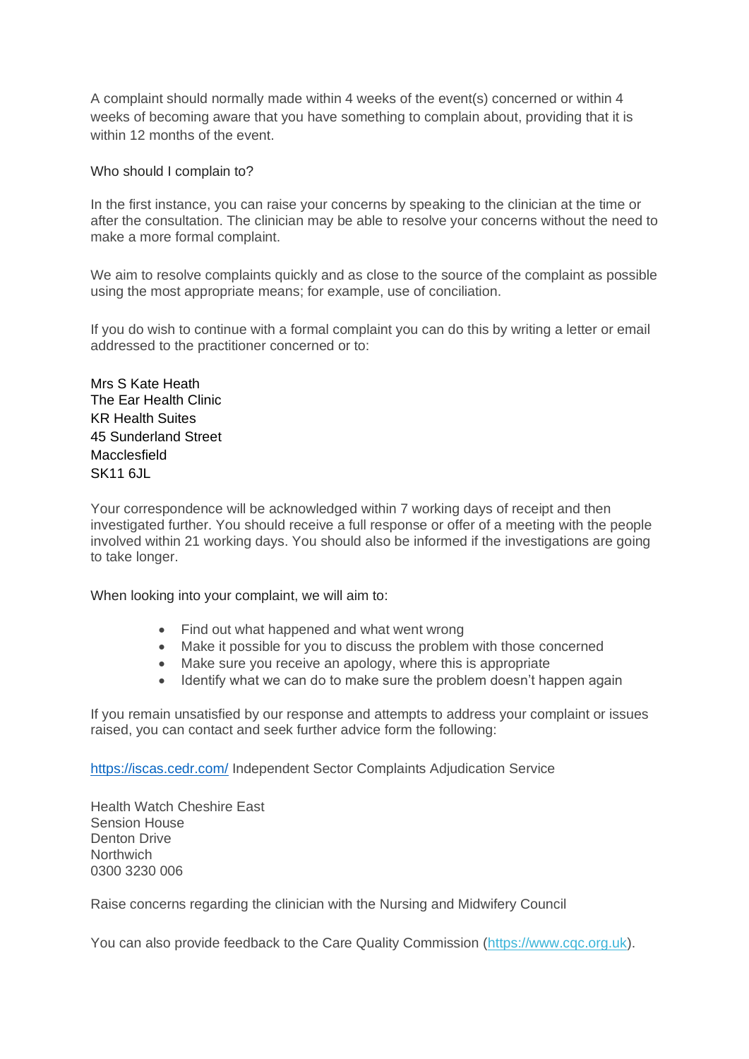A complaint should normally made within 4 weeks of the event(s) concerned or within 4 weeks of becoming aware that you have something to complain about, providing that it is within 12 months of the event.

Who should I complain to?

In the first instance, you can raise your concerns by speaking to the clinician at the time or after the consultation. The clinician may be able to resolve your concerns without the need to make a more formal complaint.

We aim to resolve complaints quickly and as close to the source of the complaint as possible using the most appropriate means; for example, use of conciliation.

If you do wish to continue with a formal complaint you can do this by writing a letter or email addressed to the practitioner concerned or to:

Mrs S Kate Heath
The Ear Health Clinic
KR Health Suites
45 Sunderland Street
Macclesfield
SK11 6JL

Your correspondence will be acknowledged within 7 working days of receipt and then investigated further. You should receive a full response or offer of a meeting with the people involved within 21 working days. You should also be informed if the investigations are going to take longer.

When looking into your complaint, we will aim to:

- Find out what happened and what went wrong
- Make it possible for you to discuss the problem with those concerned
- Make sure you receive an apology, where this is appropriate
- Identify what we can do to make sure the problem doesn't happen again

If you remain unsatisfied by our response and attempts to address your complaint or issues raised, you can contact and seek further advice form the following:

https://iscas.cedr.com/ Independent Sector Complaints Adjudication Service

Health Watch Cheshire East
Sension House
Denton Drive
Northwich
0300 3230 006

Raise concerns regarding the clinician with the Nursing and Midwifery Council

You can also provide feedback to the Care Quality Commission (https://www.cqc.org.uk).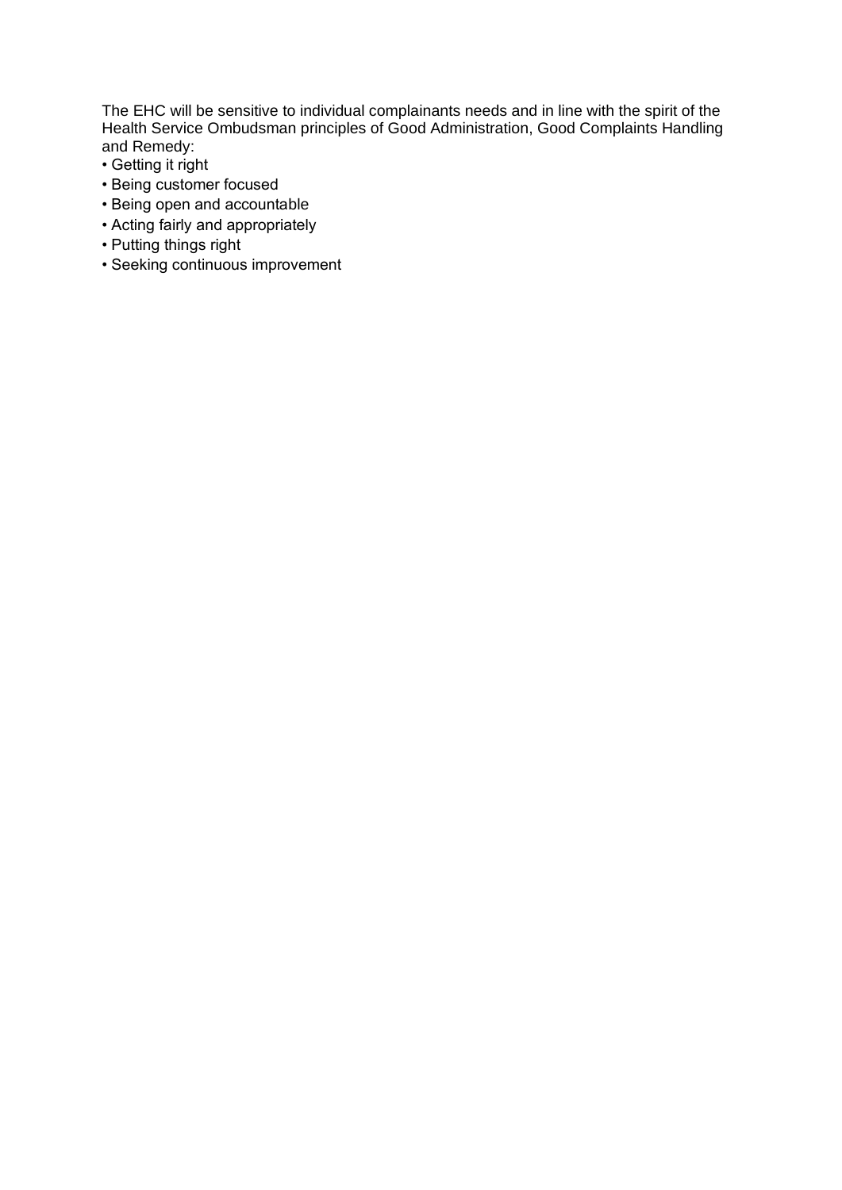The EHC will be sensitive to individual complainants needs and in line with the spirit of the Health Service Ombudsman principles of Good Administration, Good Complaints Handling and Remedy:

- Getting it right
- Being customer focused
- Being open and accountable
- Acting fairly and appropriately
- Putting things right
- Seeking continuous improvement